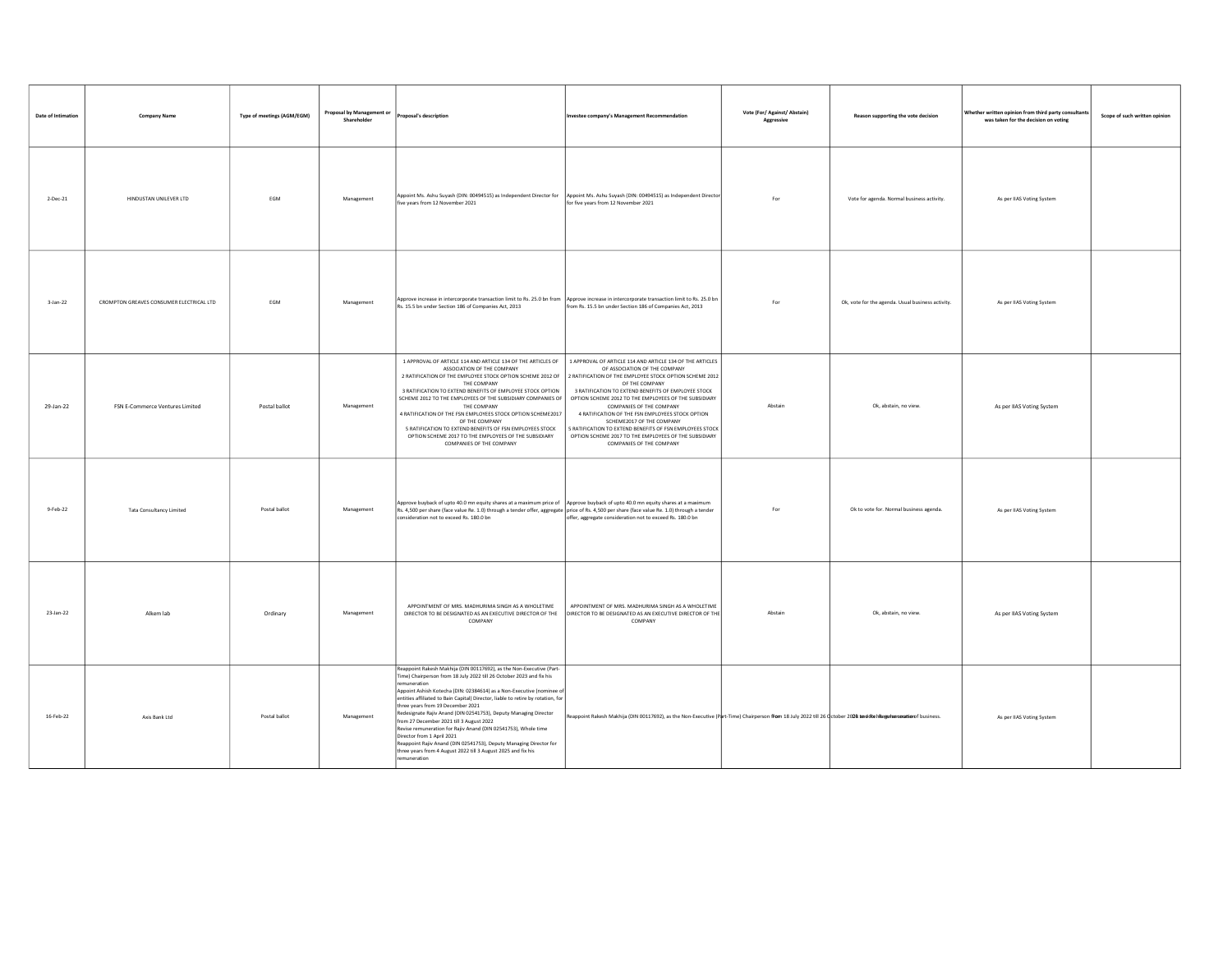| Date of Intimation | Company Name | Type of meetings (AGM/EGM) | Proposal by Management or Shareholder | Proposal's description | Investee company's Management Recommendation | Vote (For/ Against/ Abstain) Aggressive | Reason supporting the vote decision | Whether written opinion from third party consultants was taken for the decision on voting | Scope of such written opinion |
|---|---|---|---|---|---|---|---|---|---|
| 2-Dec-21 | HINDUSTAN UNILEVER LTD | EGM | Management | Appoint Ms. Ashu Suyash (DIN: 00494515) as Independent Director for five years from 12 November 2021 | Appoint Ms. Ashu Suyash (DIN: 00494515) as Independent Director for five years from 12 November 2021 | For | Vote for agenda. Normal business activity. | As per IIAS Voting System | |
| 3-Jan-22 | CROMPTON GREAVES CONSUMER ELECTRICAL LTD | EGM | Management | Approve increase in intercorporate transaction limit to Rs. 25.0 bn from Rs. 15.5 bn under Section 186 of Companies Act, 2013 | Approve increase in intercorporate transaction limit to Rs. 25.0 bn from Rs. 15.5 bn under Section 186 of Companies Act, 2013 | For | Ok, vote for the agenda. Usual business activity. | As per IIAS Voting System | |
| 29-Jan-22 | FSN E-Commerce Ventures Limited | Postal ballot | Management | 1 APPROVAL OF ARTICLE 114 AND ARTICLE 134 OF THE ARTICLES OF ASSOCIATION OF THE COMPANY<br>2 RATIFICATION OF THE EMPLOYEE STOCK OPTION SCHEME 2012 OF THE COMPANY<br>3 RATIFICATION TO EXTEND BENEFITS OF EMPLOYEE STOCK OPTION SCHEME 2012 TO THE EMPLOYEES OF THE SUBSIDIARY COMPANIES OF THE COMPANY<br>4 RATIFICATION OF THE FSN EMPLOYEES STOCK OPTION SCHEME2017 OF THE COMPANY<br>5 RATIFICATION TO EXTEND BENEFITS OF FSN EMPLOYEES STOCK OPTION SCHEME 2017 TO THE EMPLOYEES OF THE SUBSIDIARY COMPANIES OF THE COMPANY | 1 APPROVAL OF ARTICLE 114 AND ARTICLE 134 OF THE ARTICLES OF ASSOCIATION OF THE COMPANY<br>2 RATIFICATION OF THE EMPLOYEE STOCK OPTION SCHEME 2012 OF THE COMPANY<br>3 RATIFICATION TO EXTEND BENEFITS OF EMPLOYEE STOCK OPTION SCHEME 2012 TO THE EMPLOYEES OF THE SUBSIDIARY COMPANIES OF THE COMPANY<br>4 RATIFICATION OF THE FSN EMPLOYEES STOCK OPTION SCHEME2017 OF THE COMPANY<br>5 RATIFICATION TO EXTEND BENEFITS OF FSN EMPLOYEES STOCK OPTION SCHEME 2017 TO THE EMPLOYEES OF THE SUBSIDIARY COMPANIES OF THE COMPANY | Abstain | Ok, abstain, no view. | As per IIAS Voting System | |
| 9-Feb-22 | Tata Consultancy Limited | Postal ballot | Management | Approve buyback of upto 40.0 mn equity shares at a maximum price of Rs. 4,500 per share (face value Re. 1.0) through a tender offer, aggregate consideration not to exceed Rs. 180.0 bn | Approve buyback of upto 40.0 mn equity shares at a maximum price of Rs. 4,500 per share (face value Re. 1.0) through a tender offer, aggregate consideration not to exceed Rs. 180.0 bn | For | Ok to vote for. Normal business agenda. | As per IIAS Voting System | |
| 23-Jan-22 | Alkem lab | Ordinary | Management | APPOINTMENT OF MRS. MADHURIMA SINGH AS A WHOLETIME DIRECTOR TO BE DESIGNATED AS AN EXECUTIVE DIRECTOR OF THE COMPANY | APPOINTMENT OF MRS. MADHURIMA SINGH AS A WHOLETIME DIRECTOR TO BE DESIGNATED AS AN EXECUTIVE DIRECTOR OF THE COMPANY | Abstain | Ok, abstain, no view. | As per IIAS Voting System | |
| 16-Feb-22 | Axis Bank Ltd | Postal ballot | Management | Reappoint Rakesh Makhija (DIN 00117692), as the Non-Executive (Part-Time) Chairperson from 18 July 2022 till 26 October 2023 and fix his remuneration<br>Appoint Ashish Kotecha (DIN: 02384614) as a Non-Executive (nominee of entities affiliated to Bain Capital) Director, liable to retire by rotation, for three years from 19 December 2021<br>Redesignate Rajiv Anand (DIN 02541753), Deputy Managing Director from 27 December 2021 till 3 August 2022<br>Revise remuneration for Rajiv Anand (DIN 02541753), Whole time Director from 1 April 2021<br>Reappoint Rajiv Anand (DIN 02541753), Deputy Managing Director for three years from 4 August 2022 till 3 August 2025 and fix his remuneration | Reappoint Rakesh Makhija (DIN 00117692), as the Non-Executive (Part-Time) Chairperson from 18 July 2022 till 26 October 2023 and fix his remuneration | | Ok to vote for. Regular course of business. | As per IIAS Voting System | |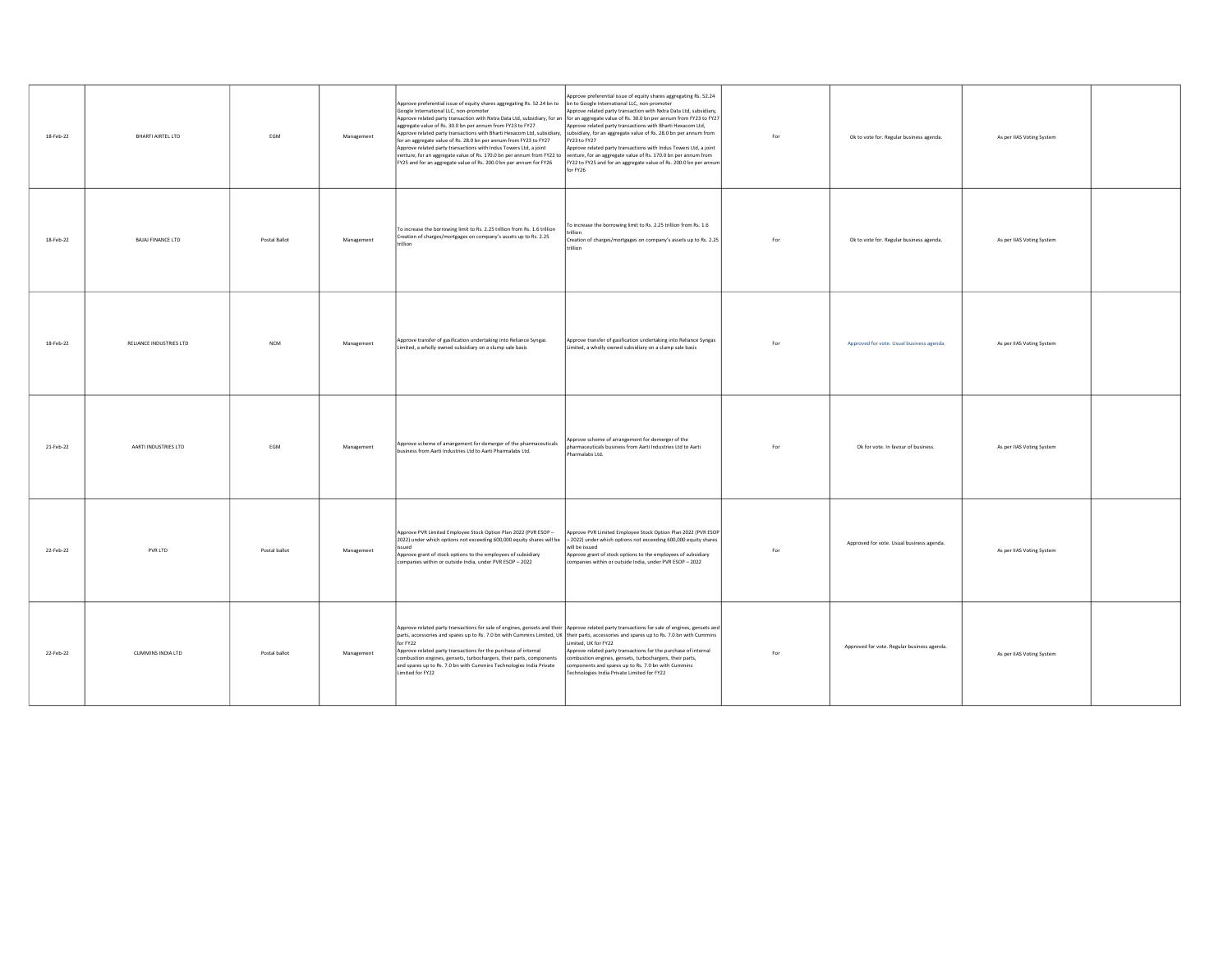| | | | | | | | | | |
|---|---|---|---|---|---|---|---|---|---|
| 18-Feb-22 | BHARTI AIRTEL LTD | EGM | Management | Approve preferential issue of equity shares aggregating Rs. 52.24 bn to Google International LLC, non-promoter<br>Approve related party transaction with Nxtra Data Ltd, subsidiary, for an aggregate value of Rs. 30.0 bn per annum from FY23 to FY27<br>Approve related party transactions with Bharti Hexacom Ltd, subsidiary, for an aggregate value of Rs. 28.0 bn per annum from FY23 to FY27<br>Approve related party transactions with Indus Towers Ltd, a joint venture, for an aggregate value of Rs. 170.0 bn per annum from FY22 to FY25 and for an aggregate value of Rs. 200.0 bn per annum for FY26 | Approve preferential issue of equity shares aggregating Rs. 52.24 bn to Google International LLC, non-promoter<br>Approve related party transaction with Nxtra Data Ltd, subsidiary, for an aggregate value of Rs. 30.0 bn per annum from FY23 to FY27<br>Approve related party transactions with Bharti Hexacom Ltd, subsidiary, for an aggregate value of Rs. 28.0 bn per annum from FY23 to FY27<br>Approve related party transactions with Indus Towers Ltd, a joint venture, for an aggregate value of Rs. 170.0 bn per annum from FY22 to FY25 and for an aggregate value of Rs. 200.0 bn per annum for FY26 | For | Ok to vote for. Regular business agenda. | As per IIAS Voting System | |
| 18-Feb-22 | BAJAJ FINANCE LTD | Postal Ballot | Management | To increase the borrowing limit to Rs. 2.25 trillion from Rs. 1.6 trillion<br>Creation of charges/mortgages on company's assets up to Rs. 2.25 trillion | To increase the borrowing limit to Rs. 2.25 trillion from Rs. 1.6 trillion<br>Creation of charges/mortgages on company's assets up to Rs. 2.25 trillion | For | Ok to vote for. Regular business agenda. | As per IIAS Voting System | |
| 18-Feb-22 | RELIANCE INDUSTRIES LTD | NCM | Management | Approve transfer of gasification undertaking into Reliance Syngas Limited, a wholly owned subsidiary on a slump sale basis | Approve transfer of gasification undertaking into Reliance Syngas Limited, a wholly owned subsidiary on a slump sale basis | For | Approved for vote. Usual business agenda. | As per IIAS Voting System | |
| 21-Feb-22 | AARTI INDUSTRIES LTD | EGM | Management | Approve scheme of arrangement for demerger of the pharmaceuticals business from Aarti Industries Ltd to Aarti Pharmalabs Ltd. | Approve scheme of arrangement for demerger of the pharmaceuticals business from Aarti Industries Ltd to Aarti Pharmalabs Ltd. | For | Ok for vote. In favour of business. | As per IIAS Voting System | |
| 22-Feb-22 | PVR LTD | Postal ballot | Management | Approve PVR Limited Employee Stock Option Plan 2022 (PVR ESOP – 2022) under which options not exceeding 600,000 equity shares will be issued<br>Approve grant of stock options to the employees of subsidiary companies within or outside India, under PVR ESOP – 2022 | Approve PVR Limited Employee Stock Option Plan 2022 (PVR ESOP – 2022) under which options not exceeding 600,000 equity shares will be issued<br>Approve grant of stock options to the employees of subsidiary companies within or outside India, under PVR ESOP – 2022 | For | Approved for vote. Usual business agenda. | As per IIAS Voting System | |
| 22-Feb-22 | CUMMINS INDIA LTD | Postal ballot | Management | Approve related party transactions for sale of engines, gensets and their parts, accessories and spares up to Rs. 7.0 bn with Cummins Limited, UK for FY22<br>Approve related party transactions for the purchase of internal combustion engines, gensets, turbochargers, their parts, components and spares up to Rs. 7.0 bn with Cummins Technologies India Private Limited for FY22 | Approve related party transactions for sale of engines, gensets and their parts, accessories and spares up to Rs. 7.0 bn with Cummins Limited, UK for FY22<br>Approve related party transactions for the purchase of internal combustion engines, gensets, turbochargers, their parts, components and spares up to Rs. 7.0 bn with Cummins Technologies India Private Limited for FY22 | For | Approved for vote. Regular business agenda. | As per IIAS Voting System | |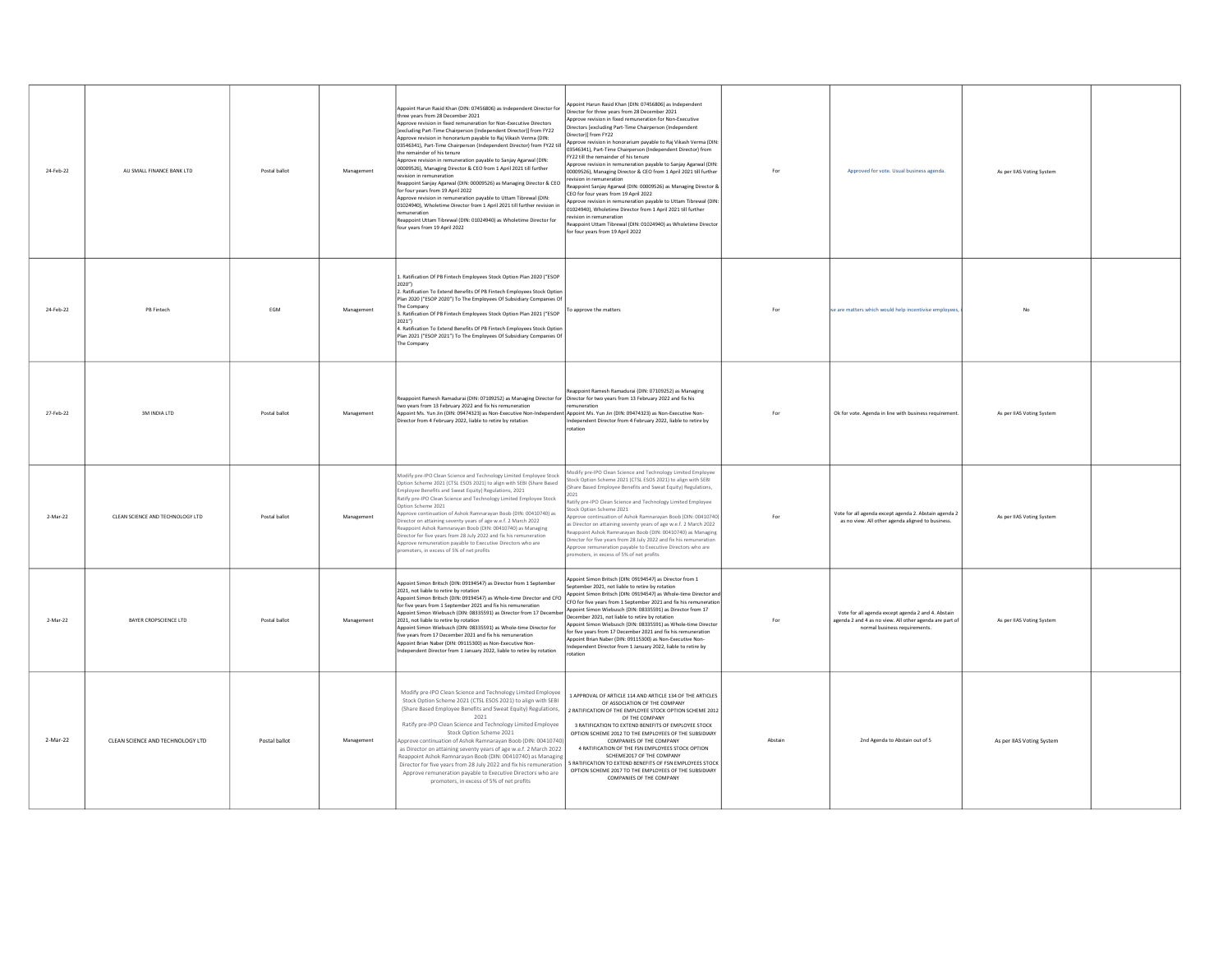| | | | | | | | | | |
|---|---|---|---|---|---|---|---|---|---|
| 24-Feb-22 | AU SMALL FINANCE BANK LTD | Postal ballot | Management | Appoint Harun Rasid Khan (DIN: 07456806) as Independent Director for three years from 28 December 2021<br>Approve revision in fixed remuneration for Non-Executive Directors [excluding Part-Time Chairperson (Independent Director)] from FY22<br>Approve revision in honorarium payable to Raj Vikash Verma (DIN: 03546341), Part-Time Chairperson (Independent Director) from FY22 till the remainder of his tenure<br>Approve revision in remuneration payable to Sanjay Agarwal (DIN: 00009526), Managing Director & CEO from 1 April 2021 till further revision in remuneration<br>Reappoint Sanjay Agarwal (DIN: 00009526) as Managing Director & CEO for four years from 19 April 2022<br>Approve revision in remuneration payable to Uttam Tibrewal (DIN: 01024940), Wholetime Director from 1 April 2021 till further revision in remuneration<br>Reappoint Uttam Tibrewal (DIN: 01024940) as Wholetime Director for four years from 19 April 2022 | Appoint Harun Rasid Khan (DIN: 07456806) as Independent Director for three years from 28 December 2021<br>Approve revision in fixed remuneration for Non-Executive Directors [excluding Part-Time Chairperson (Independent Director)] from FY22<br>Approve revision in honorarium payable to Raj Vikash Verma (DIN: 03546341), Part-Time Chairperson (Independent Director) from FY22 till the remainder of his tenure<br>Approve revision in remuneration payable to Sanjay Agarwal (DIN: 00009526), Managing Director & CEO from 1 April 2021 till further revision in remuneration<br>Reappoint Sanjay Agarwal (DIN: 00009526) as Managing Director & CEO for four years from 19 April 2022<br>Approve revision in remuneration payable to Uttam Tibrewal (DIN: 01024940), Wholetime Director from 1 April 2021 till further revision in remuneration<br>Reappoint Uttam Tibrewal (DIN: 01024940) as Wholetime Director for four years from 19 April 2022 | For | Approved for vote. Usual business agenda. | As per IIAS Voting System | |
| 24-Feb-22 | PB Fintech | EGM | Management | 1. Ratification Of PB Fintech Employees Stock Option Plan 2020 ("ESOP 2020")<br>2. Ratification To Extend Benefits Of PB Fintech Employees Stock Option Plan 2020 ("ESOP 2020") To The Employees Of Subsidiary Companies Of The Company<br>3. Ratification Of PB Fintech Employees Stock Option Plan 2021 ("ESOP 2021")<br>4. Ratification To Extend Benefits Of PB Fintech Employees Stock Option Plan 2021 ("ESOP 2021") To The Employees Of Subsidiary Companies Of The Company | To approve the matters | For | se are matters which would help incentivise employees, i | No | |
| 27-Feb-22 | 3M INDIA LTD | Postal ballot | Management | Reappoint Ramesh Ramadurai (DIN: 07109252) as Managing Director for two years from 13 February 2022 and fix his remuneration<br>Appoint Ms. Yun Jin (DIN: 09474323) as Non-Executive Non-Independent Director from 4 February 2022, liable to retire by rotation | Reappoint Ramesh Ramadurai (DIN: 07109252) as Managing Director for two years from 13 February 2022 and fix his remuneration<br>Appoint Ms. Yun Jin (DIN: 09474323) as Non-Executive Non-Independent Director from 4 February 2022, liable to retire by rotation | For | Ok for vote. Agenda in line with business requirement. | As per IIAS Voting System | |
| 2-Mar-22 | CLEAN SCIENCE AND TECHNOLOGY LTD | Postal ballot | Management | Modify pre-IPO Clean Science and Technology Limited Employee Stock Option Scheme 2021 (CTSL ESOS 2021) to align with SEBI (Share Based Employee Benefits and Sweat Equity) Regulations, 2021<br>Ratify pre-IPO Clean Science and Technology Limited Employee Stock Option Scheme 2021<br>Approve continuation of Ashok Ramnarayan Boob (DIN: 00410740) as Director on attaining seventy years of age w.e.f. 2 March 2022<br>Reappoint Ashok Ramnarayan Boob (DIN: 00410740) as Managing Director for five years from 28 July 2022 and fix his remuneration<br>Approve remuneration payable to Executive Directors who are promoters, in excess of 5% of net profits | Modify pre-IPO Clean Science and Technology Limited Employee Stock Option Scheme 2021 (CTSL ESOS 2021) to align with SEBI (Share Based Employee Benefits and Sweat Equity) Regulations, 2021<br>Ratify pre-IPO Clean Science and Technology Limited Employee Stock Option Scheme 2021<br>Approve continuation of Ashok Ramnarayan Boob (DIN: 00410740) as Director on attaining seventy years of age w.e.f. 2 March 2022<br>Reappoint Ashok Ramnarayan Boob (DIN: 00410740) as Managing Director for five years from 28 July 2022 and fix his remuneration<br>Approve remuneration payable to Executive Directors who are promoters, in excess of 5% of net profits | For | Vote for all agenda except agenda 2. Abstain agenda 2 as no view. All other agenda aligned to business. | As per IIAS Voting System | |
| 2-Mar-22 | BAYER CROPSCIENCE LTD | Postal ballot | Management | Appoint Simon Britsch (DIN: 09194547) as Director from 1 September 2021, not liable to retire by rotation<br>Appoint Simon Britsch (DIN: 09194547) as Whole-time Director and CFO for five years from 1 September 2021 and fix his remuneration<br>Appoint Simon Wiebusch (DIN: 08335591) as Director from 17 December 2021, not liable to retire by rotation<br>Appoint Simon Wiebusch (DIN: 08335591) as Whole-time Director for five years from 17 December 2021 and fix his remuneration<br>Appoint Brian Naber (DIN: 09115300) as Non-Executive Non-Independent Director from 1 January 2022, liable to retire by rotation | Appoint Simon Britsch (DIN: 09194547) as Director from 1 September 2021, not liable to retire by rotation<br>Appoint Simon Britsch (DIN: 09194547) as Whole-time Director and CFO for five years from 1 September 2021 and fix his remuneration<br>Appoint Simon Wiebusch (DIN: 08335591) as Director from 17 December 2021, not liable to retire by rotation<br>Appoint Simon Wiebusch (DIN: 08335591) as Whole-time Director for five years from 17 December 2021 and fix his remuneration<br>Appoint Brian Naber (DIN: 09115300) as Non-Executive Non-Independent Director from 1 January 2022, liable to retire by rotation | For | Vote for all agenda except agenda 2 and 4. Abstain agenda 2 and 4 as no view. All other agenda are part of normal business requirements. | As per IIAS Voting System | |
| 2-Mar-22 | CLEAN SCIENCE AND TECHNOLOGY LTD | Postal ballot | Management | Modify pre-IPO Clean Science and Technology Limited Employee Stock Option Scheme 2021 (CTSL ESOS 2021) to align with SEBI (Share Based Employee Benefits and Sweat Equity) Regulations, 2021<br>Ratify pre-IPO Clean Science and Technology Limited Employee Stock Option Scheme 2021<br>Approve continuation of Ashok Ramnarayan Boob (DIN: 00410740) as Director on attaining seventy years of age w.e.f. 2 March 2022<br>Reappoint Ashok Ramnarayan Boob (DIN: 00410740) as Managing Director for five years from 28 July 2022 and fix his remuneration<br>Approve remuneration payable to Executive Directors who are promoters, in excess of 5% of net profits | 1 APPROVAL OF ARTICLE 114 AND ARTICLE 134 OF THE ARTICLES OF ASSOCIATION OF THE COMPANY<br>2 RATIFICATION OF THE EMPLOYEE STOCK OPTION SCHEME 2012 OF THE COMPANY<br>3 RATIFICATION TO EXTEND BENEFITS OF EMPLOYEE STOCK OPTION SCHEME 2012 TO THE EMPLOYEES OF THE SUBSIDIARY COMPANIES OF THE COMPANY<br>4 RATIFICATION OF THE FSN EMPLOYEES STOCK OPTION SCHEME2017 OF THE COMPANY<br>5 RATIFICATION TO EXTEND BENEFITS OF FSN EMPLOYEES STOCK OPTION SCHEME 2017 TO THE EMPLOYEES OF THE SUBSIDIARY COMPANIES OF THE COMPANY | Abstain | 2nd Agenda to Abstain out of 5 | As per IIAS Voting System | |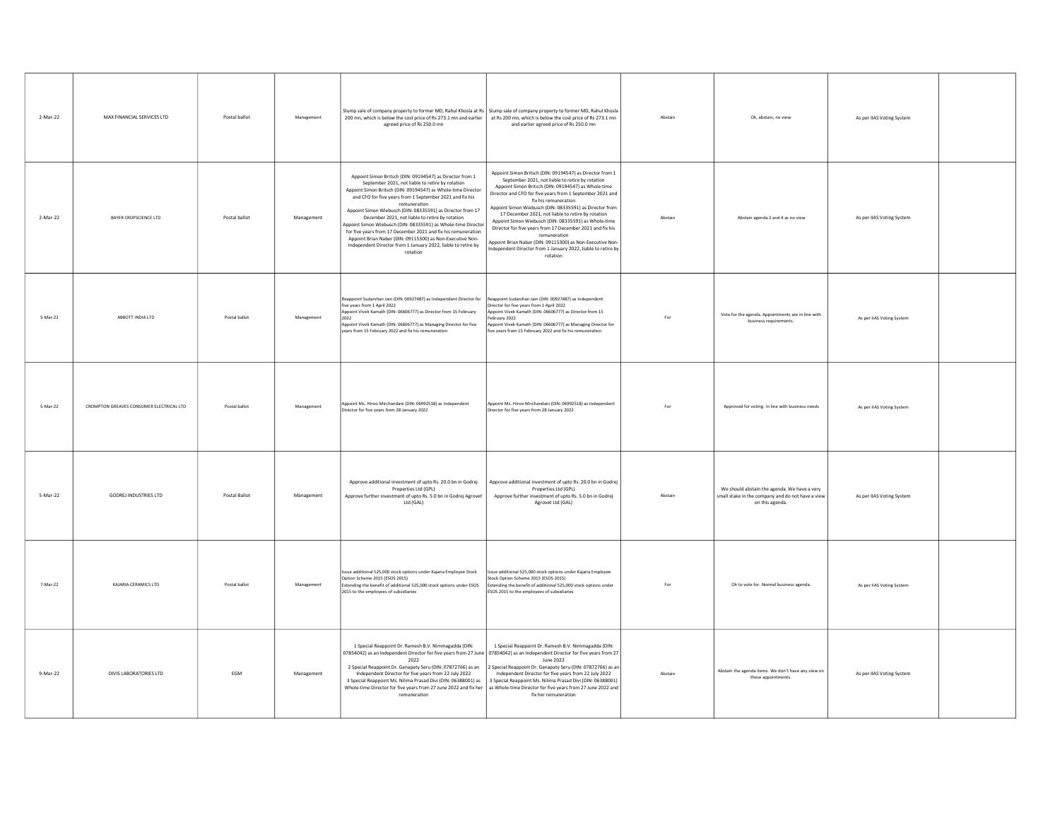| | | | | | | | | | |
|---|---|---|---|---|---|---|---|---|---|
| 2-Mar-22 | MAX FINANCIAL SERVICES LTD | Postal ballot | Management | Slump sale of company property to former MD, Rahul Khosla at Rs 200 mn, which is below the cost price of Rs 273.1 mn and earlier agreed price of Rs 250.0 mn | Slump sale of company property to former MD, Rahul Khosla at Rs 200 mn, which is below the cost price of Rs 273.1 mn and earlier agreed price of Rs 250.0 mn | Abstain | Ok, abstain, no view. | As per IIAS Voting System | |
| 2-Mar-22 | BAYER CROPSCIENCE LTD | Postal ballot | Management | Appoint Simon Britsch (DIN: 09194547) as Director from 1 September 2021, not liable to retire by rotation<br>Appoint Simon Britsch (DIN: 09194547) as Whole-time Director and CFO for five years from 1 September 2021 and fix his remuneration<br>Appoint Simon Wiebusch (DIN: 08335591) as Director from 17 December 2021, not liable to retire by rotation<br>Appoint Simon Wiebusch (DIN: 08335591) as Whole-time Director for five years from 17 December 2021 and fix his remuneration<br>Appoint Brian Naber (DIN: 09115300) as Non-Executive Non-Independent Director from 1 January 2022, liable to retire by rotation | Appoint Simon Britsch (DIN: 09194547) as Director from 1 September 2021, not liable to retire by rotation<br>Appoint Simon Britsch (DIN: 09194547) as Whole-time Director and CFO for five years from 1 September 2021 and fix his remuneration<br>Appoint Simon Wiebusch (DIN: 08335591) as Director from 17 December 2021, not liable to retire by rotation<br>Appoint Simon Wiebusch (DIN: 08335591) as Whole-time Director for five years from 17 December 2021 and fix his remuneration<br>Appoint Brian Naber (DIN: 09115300) as Non-Executive Non-Independent Director from 1 January 2022, liable to retire by rotation | Abstain | Abstain agenda 2 and 4 as no view | As per IIAS Voting System | |
| 5-Mar-22 | ABBOTT INDIA LTD | Postal ballot | Management | Reappoint Sudarshan Jain (DIN: 00927487) as Independent Director for five years from 1 April 2022<br>Appoint Vivek Kamath (DIN: 06606777) as Director from 15 February 2022<br>Appoint Vivek Kamath (DIN: 06606777) as Managing Director for five years from 15 February 2022 and fix his remuneration | Reappoint Sudarshan Jain (DIN: 00927487) as Independent Director for five years from 1 April 2022<br>Appoint Vivek Kamath (DIN: 06606777) as Director from 15 February 2022<br>Appoint Vivek Kamath (DIN: 06606777) as Managing Director for five years from 15 February 2022 and fix his remuneration | For | Vote for the agenda. Appointments are in line with business requirements. | As per IIAS Voting System | |
| 5-Mar-22 | CROMPTON GREAVES CONSUMER ELECTRICAL LTD | Postal ballot | Management | Appoint Ms. Hiroo Mirchandani (DIN: 06992518) as Independent Director for five years from 28 January 2022 | Appoint Ms. Hiroo Mirchandani (DIN: 06992518) as Independent Director for five years from 28 January 2022 | For | Approved for voting. In line with business needs | As per IIAS Voting System | |
| 5-Mar-22 | GODREJ INDUSTRIES LTD | Postal Ballot | Management | Approve additional investment of upto Rs. 20.0 bn in Godrej Properties Ltd (GPL)<br>Approve further investment of upto Rs. 5.0 bn in Godrej Agrovet Ltd (GAL) | Approve additional investment of upto Rs. 20.0 bn in Godrej Properties Ltd (GPL)<br>Approve further investment of upto Rs. 5.0 bn in Godrej Agrovet Ltd (GAL) | Abstain | We should abstain the agenda. We have a very small stake in the company and do not have a view on this agenda. | As per IIAS Voting System | |
| 7-Mar-22 | KAJARIA CERAMICS LTD | Postal ballot | Management | Issue additional 525,000 stock options under Kajaria Employee Stock Option Scheme 2015 (ESOS 2015)<br>Extending the benefit of additional 525,000 stock options under ESOS 2015 to the employees of subsidiaries | Issue additional 525,000 stock options under Kajaria Employee Stock Option Scheme 2015 (ESOS 2015)<br>Extending the benefit of additional 525,000 stock options under ESOS 2015 to the employees of subsidiaries | For | Ok to vote for. Normal business agenda. | As per IIAS Voting System | |
| 9-Mar-22 | DIVIS LABORATORIES LTD | EGM | Management | 1 Special Reappoint Dr. Ramesh B.V. Nimmagadda (DIN: 07854042) as an Independent Director for five years from 27 June 2022<br>2 Special Reappoint Dr. Ganapaty Seru (DIN: 07872766) as an Independent Director for five years from 22 July 2022<br>3 Special Reappoint Ms. Nilima Prasad Divi (DIN: 06388001) as Whole-time Director for five years from 27 June 2022 and fix her remuneration | 1 Special Reappoint Dr. Ramesh B.V. Nimmagadda (DIN: 07854042) as an Independent Director for five years from 27 June 2022<br>2 Special Reappoint Dr. Ganapaty Seru (DIN: 07872766) as an Independent Director for five years from 22 July 2022<br>3 Special Reappoint Ms. Nilima Prasad Divi (DIN: 06388001) as Whole-time Director for five years from 27 June 2022 and fix her remuneration | Abstain | Abstain the agenda items. We don't have any view on these appointments. | As per IIAS Voting System | |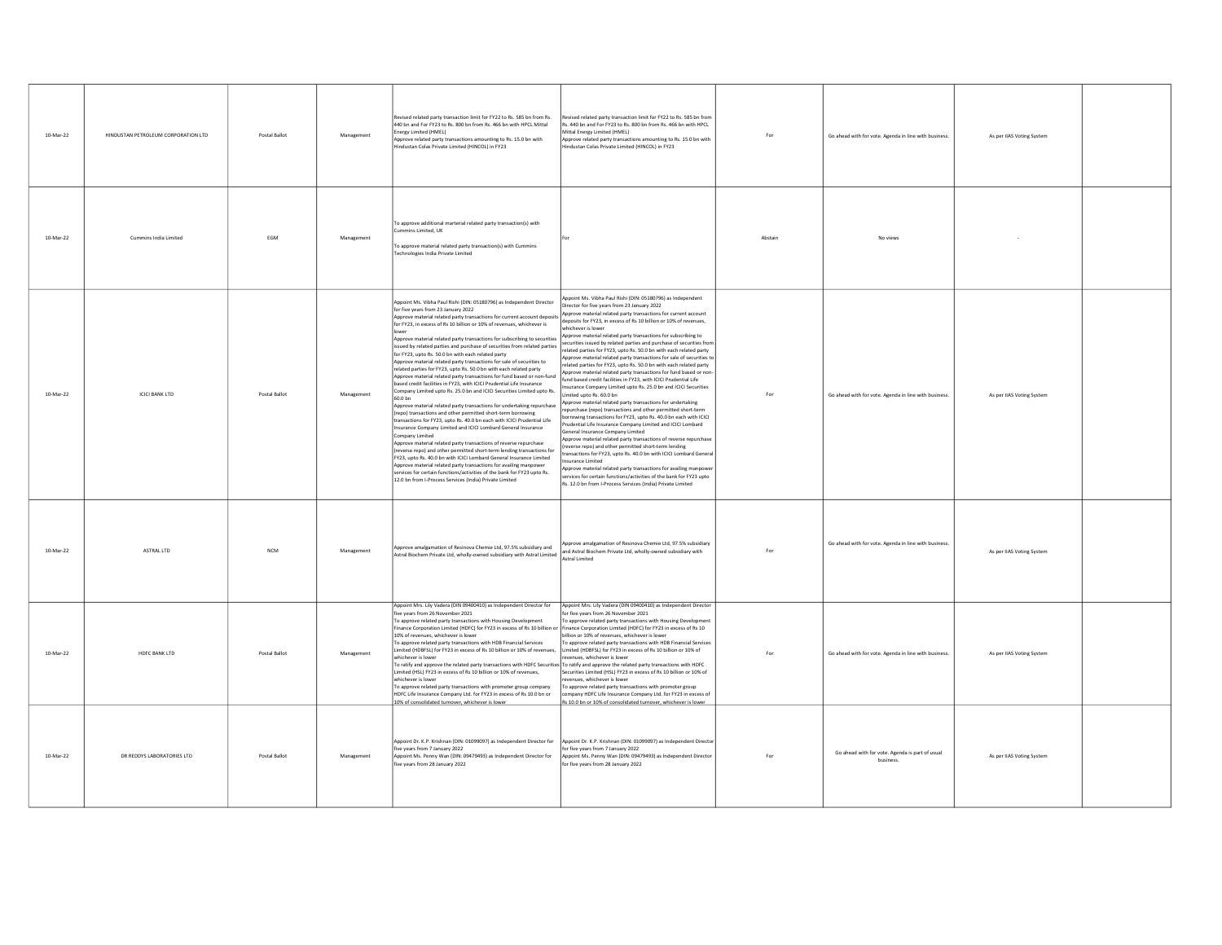| | | | | | | | | | |
|---|---|---|---|---|---|---|---|---|---|
| 10-Mar-22 | HINDUSTAN PETROLEUM CORPORATION LTD | Postal Ballot | Management | Revised related party transaction limit for FY22 to Rs. 585 bn from Rs. 440 bn and For FY23 to Rs. 800 bn from Rs. 466 bn with HPCL Mittal Energy Limited (HMEL)<br>Approve related party transactions amounting to Rs. 15.0 bn with Hindustan Colas Private Limited (HINCOL) in FY23 | Revised related party transaction limit for FY22 to Rs. 585 bn from Rs. 440 bn and For FY23 to Rs. 800 bn from Rs. 466 bn with HPCL Mittal Energy Limited (HMEL)<br>Approve related party transactions amounting to Rs. 15.0 bn with Hindustan Colas Private Limited (HINCOL) in FY23 | For | Go ahead with for vote. Agenda in line with business. | As per IIAS Voting System | |
| 10-Mar-22 | Cummins India Limited | EGM | Management | To approve additional marterial related party transaction(s) with Cummins Limited, UK<br><br>To approve material related party transaction(s) with Cummins Technologies India Private Limited | For | Abstain | No views | - | |
| 10-Mar-22 | ICICI BANK LTD | Postal Ballot | Management | Appoint Ms. Vibha Paul Rishi (DIN: 05180796) as Independent Director for five years from 23 January 2022<br>Approve material related party transactions for current account deposits for FY23, in excess of Rs 10 billion or 10% of revenues, whichever is lower<br>Approve material related party transactions for subscribing to securities issued by related parties and purchase of securities from related parties for FY23, upto Rs. 50.0 bn with each related party<br>Approve material related party transactions for sale of securities to related parties for FY23, upto Rs. 50.0 bn with each related party<br>Approve material related party transactions for fund based or non-fund based credit facilities in FY23, with ICICI Prudential Life Insurance Company Limited upto Rs. 25.0 bn and ICICI Securities Limited upto Rs. 60.0 bn<br>Approve material related party transactions for undertaking repurchase (repo) transactions and other permitted short-term borrowing transactions for FY23, upto Rs. 40.0 bn each with ICICI Prudential Life Insurance Company Limited and ICICI Lombard General Insurance Company Limited<br>Approve material related party transactions of reverse repurchase (reverse repo) and other permitted short-term lending transactions for FY23, upto Rs. 40.0 bn with ICICI Lombard General Insurance Limited<br>Approve material related party transactions for availing manpower services for certain functions/activities of the bank for FY23 upto Rs. 12.0 bn from I-Process Services (India) Private Limited | Appoint Ms. Vibha Paul Rishi (DIN: 05180796) as Independent Director for five years from 23 January 2022<br>Approve material related party transactions for current account deposits for FY23, in excess of Rs 10 billion or 10% of revenues, whichever is lower<br>Approve material related party transactions for subscribing to securities issued by related parties and purchase of securities from related parties for FY23, upto Rs. 50.0 bn with each related party<br>Approve material related party transactions for sale of securities to related parties for FY23, upto Rs. 50.0 bn with each related party<br>Approve material related party transactions for fund based or non-fund based credit facilities in FY23, with ICICI Prudential Life Insurance Company Limited upto Rs. 25.0 bn and ICICI Securities Limited upto Rs. 60.0 bn<br>Approve material related party transactions for undertaking repurchase (repo) transactions and other permitted short-term borrowing transactions for FY23, upto Rs. 40.0 bn each with ICICI Prudential Life Insurance Company Limited and ICICI Lombard General Insurance Company Limited<br>Approve material related party transactions of reverse repurchase (reverse repo) and other permitted short-term lending transactions for FY23, upto Rs. 40.0 bn with ICICI Lombard General Insurance Limited<br>Approve material related party transactions for availing manpower services for certain functions/activities of the bank for FY23 upto Rs. 12.0 bn from I-Process Services (India) Private Limited | For | Go ahead with for vote. Agenda in line with business. | As per IIAS Voting System | |
| 10-Mar-22 | ASTRAL LTD | NCM | Management | Approve amalgamation of Resinova Chemie Ltd, 97.5% subsidiary and Astral Biochem Private Ltd, wholly-owned subsidiary with Astral Limited | Approve amalgamation of Resinova Chemie Ltd, 97.5% subsidiary and Astral Biochem Private Ltd, wholly-owned subsidiary with Astral Limited | For | Go ahead with for vote. Agenda in line with business. | As per IIAS Voting System | |
| 10-Mar-22 | HDFC BANK LTD | Postal Ballot | Management | Appoint Mrs. Lily Vadera (DIN 09400410) as Independent Director for five years from 26 November 2021<br>To approve related party transactions with Housing Development Finance Corporation Limited (HDFC) for FY23 in excess of Rs 10 billion or 10% of revenues, whichever is lower<br>To approve related party transactions with HDB Financial Services Limited (HDBFSL) for FY23 in excess of Rs 10 billion or 10% of revenues, whichever is lower<br>To ratify and approve the related party transactions with HDFC Securities Limited (HSL) FY23 in excess of Rs 10 billion or 10% of revenues, whichever is lower<br>To approve related party transactions with promoter group company HDFC Life Insurance Company Ltd. for FY23 in excess of Rs 10.0 bn or 10% of consolidated turnover, whichever is lower | Appoint Mrs. Lily Vadera (DIN 09400410) as Independent Director for five years from 26 November 2021<br>To approve related party transactions with Housing Development Finance Corporation Limited (HDFC) for FY23 in excess of Rs 10 billion or 10% of revenues, whichever is lower<br>To approve related party transactions with HDB Financial Services Limited (HDBFSL) for FY23 in excess of Rs 10 billion or 10% of revenues, whichever is lower<br>To ratify and approve the related party transactions with HDFC Securities Limited (HSL) FY23 in excess of Rs 10 billion or 10% of revenues, whichever is lower<br>To approve related party transactions with promoter group company HDFC Life Insurance Company Ltd. for FY23 in excess of Rs 10.0 bn or 10% of consolidated turnover, whichever is lower | For | Go ahead with for vote. Agenda in line with business. | As per IIAS Voting System | |
| 10-Mar-22 | DR REDDYS LABORATORIES LTD | Postal Ballot | Management | Appoint Dr. K.P. Krishnan (DIN: 01099097) as Independent Director for five years from 7 January 2022<br>Appoint Ms. Penny Wan (DIN: 09479493) as Independent Director for five years from 28 January 2022 | Appoint Dr. K.P. Krishnan (DIN: 01099097) as Independent Director for five years from 7 January 2022<br>Appoint Ms. Penny Wan (DIN: 09479493) as Independent Director for five years from 28 January 2022 | For | Go ahead with for vote. Agenda is part of usual business. | As per IIAS Voting System | |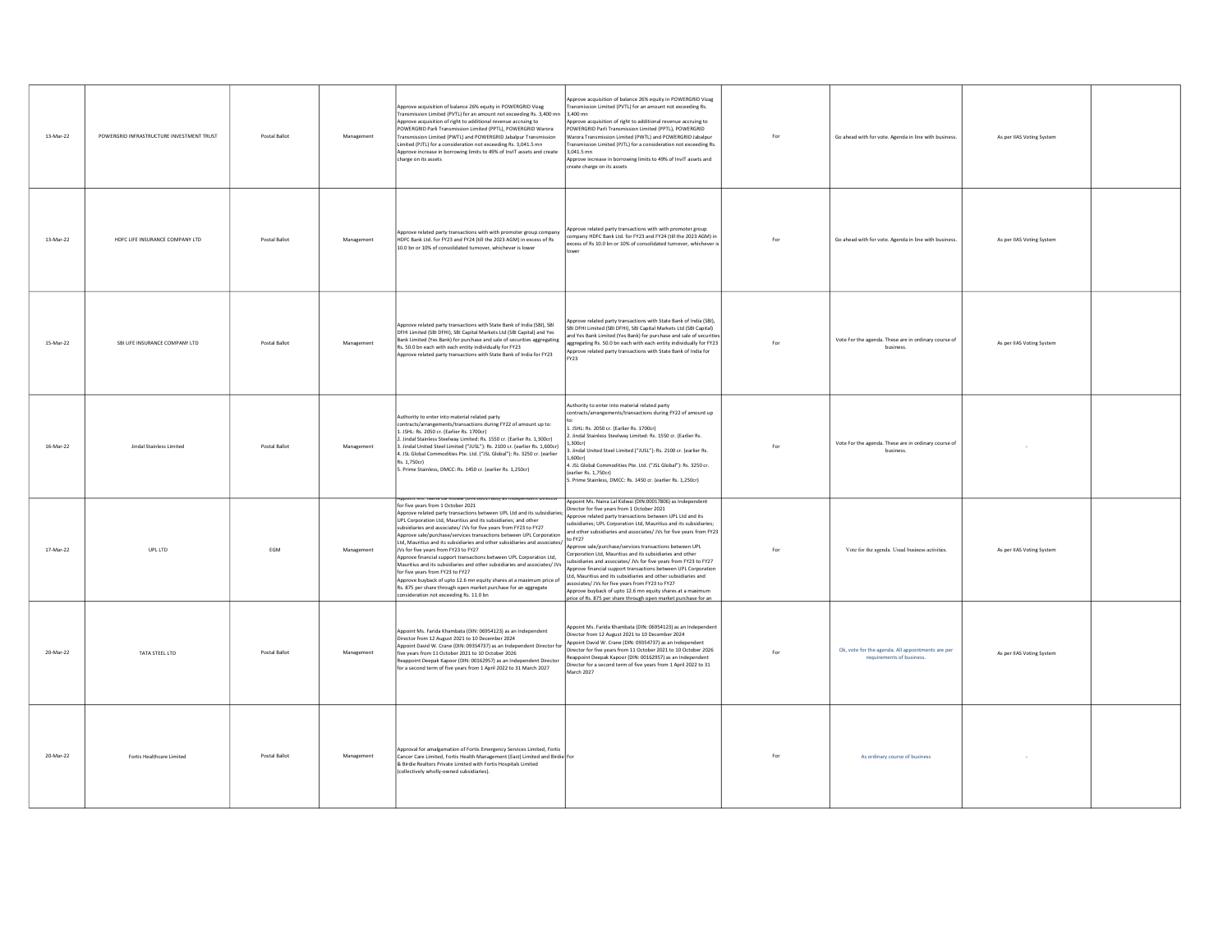| | | | | | | | | | |
|---|---|---|---|---|---|---|---|---|---|
| 13-Mar-22 | POWERGRID INFRASTRUCTURE INVESTMENT TRUST | Postal Ballot | Management | Approve acquisition of balance 26% equity in POWERGRID Vizag Transmission Limited (PVTL) for an amount not exceeding Rs. 3,400 mn<br>Approve acquisition of right to additional revenue accruing to POWERGRID Parli Transmission Limited (PPTL), POWERGRID Warora Transmission Limited (PWTL) and POWERGRID Jabalpur Transmission Limited (PJTL) for a consideration not exceeding Rs. 3,041.5 mn<br>Approve increase in borrowing limits to 49% of InvIT assets and create charge on its assets | Approve acquisition of balance 26% equity in POWERGRID Vizag Transmission Limited (PVTL) for an amount not exceeding Rs. 3,400 mn<br>Approve acquisition of right to additional revenue accruing to POWERGRID Parli Transmission Limited (PPTL), POWERGRID Warora Transmission Limited (PWTL) and POWERGRID Jabalpur Transmission Limited (PJTL) for a consideration not exceeding Rs. 3,041.5 mn<br>Approve increase in borrowing limits to 49% of InvIT assets and create charge on its assets | For | Go ahead with for vote. Agenda in line with business. | As per IIAS Voting System | |
| 13-Mar-22 | HDFC LIFE INSURANCE COMPANY LTD | Postal Ballot | Management | Approve related party transactions with with promoter group company HDFC Bank Ltd. for FY23 and FY24 (till the 2023 AGM) in excess of Rs 10.0 bn or 10% of consolidated turnover, whichever is lower | Approve related party transactions with with promoter group company HDFC Bank Ltd. for FY23 and FY24 (till the 2023 AGM) in excess of Rs 10.0 bn or 10% of consolidated turnover, whichever is lower | For | Go ahead with for vote. Agenda in line with business. | As per IIAS Voting System | |
| 15-Mar-22 | SBI LIFE INSURANCE COMPANY LTD | Postal Ballot | Management | Approve related party transactions with State Bank of India (SBI), SBI DFHI Limited (SBI DFHI), SBI Capital Markets Ltd (SBI Capital) and Yes Bank Limited (Yes Bank) for purchase and sale of securities aggregating Rs. 50.0 bn each with each entity individually for FY23<br>Approve related party transactions with State Bank of India for FY23 | Approve related party transactions with State Bank of India (SBI), SBI DFHI Limited (SBI DFHI), SBI Capital Markets Ltd (SBI Capital) and Yes Bank Limited (Yes Bank) for purchase and sale of securities aggregating Rs. 50.0 bn each with each entity individually for FY23<br>Approve related party transactions with State Bank of India for FY23 | For | Vote For the agenda. These are in ordinary course of business. | As per IIAS Voting System | |
| 16-Mar-22 | Jindal Stainless Limited | Postal Ballot | Management | Authority to enter into material related party contracts/arrangements/transactions during FY22 of amount up to:<br>1. JSHL: Rs. 2050 cr. (Earlier Rs. 1700cr)<br>2. Jindal Stainless Steelway Limited: Rs. 1550 cr. (Earlier Rs. 1,300cr)<br>3. Jindal United Steel Limited ("JUSL"): Rs. 2100 cr. (earlier Rs. 1,600cr)<br>4. JSL Global Commodities Pte. Ltd. ("JSL Global"): Rs. 3250 cr. (earlier Rs. 1,750cr)<br>5. Prime Stainless, DMCC: Rs. 1450 cr. (earlier Rs. 1,250cr) | Authority to enter into material related party contracts/arrangements/transactions during FY22 of amount up to:<br>1. JSHL: Rs. 2050 cr. (Earlier Rs. 1700cr)<br>2. Jindal Stainless Steelway Limited: Rs. 1550 cr. (Earlier Rs. 1,300cr)<br>3. Jindal United Steel Limited ("JUSL"): Rs. 2100 cr. (earlier Rs. 1,600cr)<br>4. JSL Global Commodities Pte. Ltd. ("JSL Global"): Rs. 3250 cr. (earlier Rs. 1,750cr)<br>5. Prime Stainless, DMCC: Rs. 1450 cr. (earlier Rs. 1,250cr) | For | Vote For the agenda. These are in ordinary course of business. | - | |
| 17-Mar-22 | UPL LTD | EGM | Management | Appoint Ms. Naina Lal Kidwai (DIN:00017806) as Independent Director for five years from 1 October 2021<br>Approve related party transactions between UPL Ltd and its subsidiaries; UPL Corporation Ltd, Mauritius and its subsidiaries; and other subsidiaries and associates/ JVs for five years from FY23 to FY27<br>Approve sale/purchase/services transactions between UPL Corporation Ltd, Mauritius and its subsidiaries and other subsidiaries and associates/ JVs for five years from FY23 to FY27<br>Approve financial support transactions between UPL Corporation Ltd, Mauritius and its subsidiaries and other subsidiaries and associates/ JVs for five years from FY23 to FY27<br>Approve buyback of upto 12.6 mn equity shares at a maximum price of Rs. 875 per share through open market purchase for an aggregate consideration not exceeding Rs. 11.0 bn | Appoint Ms. Naina Lal Kidwai (DIN:00017806) as Independent Director for five years from 1 October 2021<br>Approve related party transactions between UPL Ltd and its subsidiaries; UPL Corporation Ltd, Mauritius and its subsidiaries; and other subsidiaries and associates/ JVs for five years from FY23 to FY27<br>Approve sale/purchase/services transactions between UPL Corporation Ltd, Mauritius and its subsidiaries and other subsidiaries and associates/ JVs for five years from FY23 to FY27<br>Approve financial support transactions between UPL Corporation Ltd, Mauritius and its subsidiaries and other subsidiaries and associates/ JVs for five years from FY23 to FY27<br>Approve buyback of upto 12.6 mn equity shares at a maximum price of Rs. 875 per share through open market purchase for an | For | Vote for the agenda. Usual business activities. | As per IIAS Voting System | |
| 20-Mar-22 | TATA STEEL LTD | Postal Ballot | Management | Appoint Ms. Farida Khambata (DIN: 06954123) as an Independent Director from 12 August 2021 to 10 December 2024<br>Appoint David W. Crane (DIN: 09354737) as an Independent Director for five years from 11 October 2021 to 10 October 2026<br>Reappoint Deepak Kapoor (DIN: 00162957) as an Independent Director for a second term of five years from 1 April 2022 to 31 March 2027 | Appoint Ms. Farida Khambata (DIN: 06954123) as an Independent Director from 12 August 2021 to 10 December 2024<br>Appoint David W. Crane (DIN: 09354737) as an Independent Director for five years from 11 October 2021 to 10 October 2026<br>Reappoint Deepak Kapoor (DIN: 00162957) as an Independent Director for a second term of five years from 1 April 2022 to 31 March 2027 | For | Ok, vote for the agenda. All appointments are per requirements of business. | As per IIAS Voting System | |
| 20-Mar-22 | Fortis Healthcare Limited | Postal Ballot | Management | Approval for amalgamation of Fortis Emergency Services Limited, Fortis Cancer Care Limited, Fortis Health Management (East) Limited and Birdie & Birdie Realtors Private Limited with Fortis Hospitals Limited (collectively wholly-owned subsidiaries). | For | For | As ordinary course of business | - | |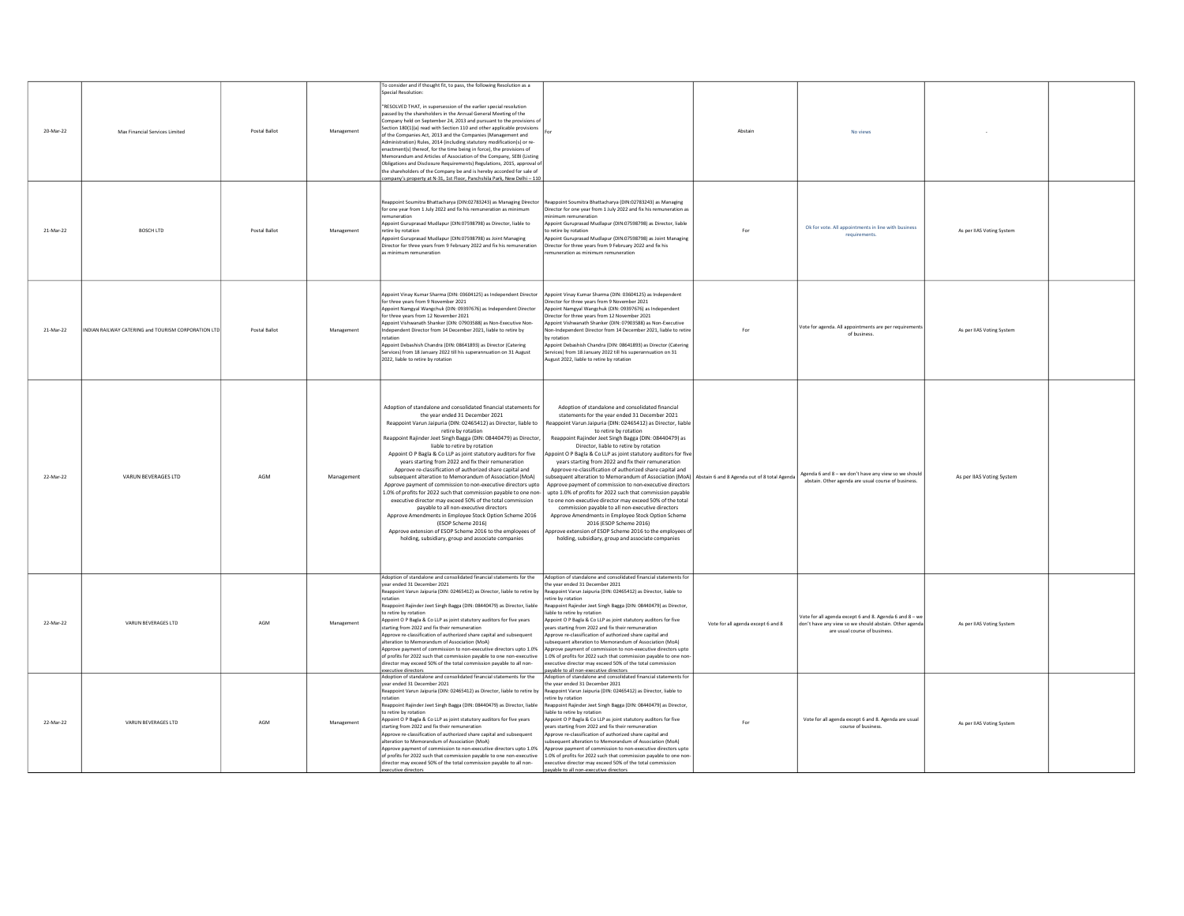| 20-Mar-22 | Max Financial Services Limited | Postal Ballot | Management | To consider and if thought fit, to pass, the following Resolution as a Special Resolution:<br><br>"RESOLVED THAT, in supersession of the earlier special resolution passed by the shareholders in the Annual General Meeting of the Company held on September 24, 2013 and pursuant to the provisions of Section 180(1)(a) read with Section 110 and other applicable provisions of the Companies Act, 2013 and the Companies (Management and Administration) Rules, 2014 (including statutory modification(s) or re-enactment(s) thereof, for the time being in force), the provisions of Memorandum and Articles of Association of the Company, SEBI (Listing Obligations and Disclosure Requirements) Regulations, 2015, approval of the shareholders of the Company be and is hereby accorded for sale of company's property at N-31, 1st Floor, Panchshila Park, New Delhi – 110 | For | Abstain | No views | - | |
|---|---|---|---|---|---|---|---|---|---|
| 21-Mar-22 | BOSCH LTD | Postal Ballot | Management | Reappoint Soumitra Bhattacharya (DIN:02783243) as Managing Director for one year from 1 July 2022 and fix his remuneration as minimum remuneration<br>Appoint Guruprasad Mudlapur (DIN:07598798) as Director, liable to retire by rotation<br>Appoint Guruprasad Mudlapur (DIN:07598798) as Joint Managing Director for three years from 9 February 2022 and fix his remuneration as minimum remuneration | Reappoint Soumitra Bhattacharya (DIN:02783243) as Managing Director for one year from 1 July 2022 and fix his remuneration as minimum remuneration<br>Appoint Guruprasad Mudlapur (DIN:07598798) as Director, liable to retire by rotation<br>Appoint Guruprasad Mudlapur (DIN:07598798) as Joint Managing Director for three years from 9 February 2022 and fix his remuneration as minimum remuneration | For | Ok for vote. All appointments in line with business requirements. | As per IIAS Voting System | |
| 21-Mar-22 | INDIAN RAILWAY CATERING and TOURISM CORPORATION LTD | Postal Ballot | Management | Appoint Vinay Kumar Sharma (DIN: 03604125) as Independent Director for three years from 9 November 2021<br>Appoint Namgyal Wangchuk (DIN: 09397676) as Independent Director for three years from 12 November 2021<br>Appoint Vishwanath Shanker (DIN: 07903588) as Non-Executive Non-Independent Director from 14 December 2021, liable to retire by rotation<br>Appoint Debashish Chandra (DIN: 08641893) as Director (Catering Services) from 18 January 2022 till his superannuation on 31 August 2022, liable to retire by rotation | Appoint Vinay Kumar Sharma (DIN: 03604125) as Independent Director for three years from 9 November 2021<br>Appoint Namgyal Wangchuk (DIN: 09397676) as Independent Director for three years from 12 November 2021<br>Appoint Vishwanath Shanker (DIN: 07903588) as Non-Executive Non-Independent Director from 14 December 2021, liable to retire by rotation<br>Appoint Debashish Chandra (DIN: 08641893) as Director (Catering Services) from 18 January 2022 till his superannuation on 31 August 2022, liable to retire by rotation | For | Vote for agenda. All appointments are per requirements of business. | As per IIAS Voting System | |
| 22-Mar-22 | VARUN BEVERAGES LTD | AGM | Management | Adoption of standalone and consolidated financial statements for the year ended 31 December 2021<br>Reappoint Varun Jaipuria (DIN: 02465412) as Director, liable to retire by rotation<br>Reappoint Rajinder Jeet Singh Bagga (DIN: 08440479) as Director, liable to retire by rotation<br>Appoint O P Bagla & Co LLP as joint statutory auditors for five years starting from 2022 and fix their remuneration<br>Approve re-classification of authorized share capital and subsequent alteration to Memorandum of Association (MoA)<br>Approve payment of commission to non-executive directors upto 1.0% of profits for 2022 such that commission payable to one non-executive director may exceed 50% of the total commission payable to all non-executive directors<br>Approve Amendments in Employee Stock Option Scheme 2016 (ESOP Scheme 2016)<br>Approve extension of ESOP Scheme 2016 to the employees of holding, subsidiary, group and associate companies | Adoption of standalone and consolidated financial statements for the year ended 31 December 2021<br>Reappoint Varun Jaipuria (DIN: 02465412) as Director, liable to retire by rotation<br>Reappoint Rajinder Jeet Singh Bagga (DIN: 08440479) as Director, liable to retire by rotation<br>Appoint O P Bagla & Co LLP as joint statutory auditors for five years starting from 2022 and fix their remuneration<br>Approve re-classification of authorized share capital and subsequent alteration to Memorandum of Association (MoA)<br>Approve payment of commission to non-executive directors upto 1.0% of profits for 2022 such that commission payable to one non-executive director may exceed 50% of the total commission payable to all non-executive directors<br>Approve Amendments in Employee Stock Option Scheme 2016 (ESOP Scheme 2016)<br>Approve extension of ESOP Scheme 2016 to the employees of holding, subsidiary, group and associate companies | Abstain 6 and 8 Agenda out of 8 total Agenda | Agenda 6 and 8 – we don't have any view so we should abstain. Other agenda are usual course of business. | As per IIAS Voting System | |
| 22-Mar-22 | VARUN BEVERAGES LTD | AGM | Management | Adoption of standalone and consolidated financial statements for the year ended 31 December 2021<br>Reappoint Varun Jaipuria (DIN: 02465412) as Director, liable to retire by rotation<br>Reappoint Rajinder Jeet Singh Bagga (DIN: 08440479) as Director, liable to retire by rotation<br>Appoint O P Bagla & Co LLP as joint statutory auditors for five years starting from 2022 and fix their remuneration<br>Approve re-classification of authorized share capital and subsequent alteration to Memorandum of Association (MoA)<br>Approve payment of commission to non-executive directors upto 1.0% of profits for 2022 such that commission payable to one non-executive director may exceed 50% of the total commission payable to all non-executive directors | Adoption of standalone and consolidated financial statements for the year ended 31 December 2021<br>Reappoint Varun Jaipuria (DIN: 02465412) as Director, liable to retire by rotation<br>Reappoint Rajinder Jeet Singh Bagga (DIN: 08440479) as Director, liable to retire by rotation<br>Appoint O P Bagla & Co LLP as joint statutory auditors for five years starting from 2022 and fix their remuneration<br>Approve re-classification of authorized share capital and subsequent alteration to Memorandum of Association (MoA)<br>Approve payment of commission to non-executive directors upto 1.0% of profits for 2022 such that commission payable to one non-executive director may exceed 50% of the total commission payable to all non-executive directors | Vote for all agenda except 6 and 8 | Vote for all agenda except 6 and 8. Agenda 6 and 8 – we don't have any view so we should abstain. Other agenda are usual course of business. | As per IIAS Voting System | |
| 22-Mar-22 | VARUN BEVERAGES LTD | AGM | Management | Adoption of standalone and consolidated financial statements for the year ended 31 December 2021<br>Reappoint Varun Jaipuria (DIN: 02465412) as Director, liable to retire by rotation<br>Reappoint Rajinder Jeet Singh Bagga (DIN: 08440479) as Director, liable to retire by rotation<br>Appoint O P Bagla & Co LLP as joint statutory auditors for five years starting from 2022 and fix their remuneration<br>Approve re-classification of authorized share capital and subsequent alteration to Memorandum of Association (MoA)<br>Approve payment of commission to non-executive directors upto 1.0% of profits for 2022 such that commission payable to one non-executive director may exceed 50% of the total commission payable to all non-executive directors | Adoption of standalone and consolidated financial statements for the year ended 31 December 2021<br>Reappoint Varun Jaipuria (DIN: 02465412) as Director, liable to retire by rotation<br>Reappoint Rajinder Jeet Singh Bagga (DIN: 08440479) as Director, liable to retire by rotation<br>Appoint O P Bagla & Co LLP as joint statutory auditors for five years starting from 2022 and fix their remuneration<br>Approve re-classification of authorized share capital and subsequent alteration to Memorandum of Association (MoA)<br>Approve payment of commission to non-executive directors upto 1.0% of profits for 2022 such that commission payable to one non-executive director may exceed 50% of the total commission payable to all non-executive directors | For | Vote for all agenda except 6 and 8. Agenda are usual course of business. | As per IIAS Voting System | |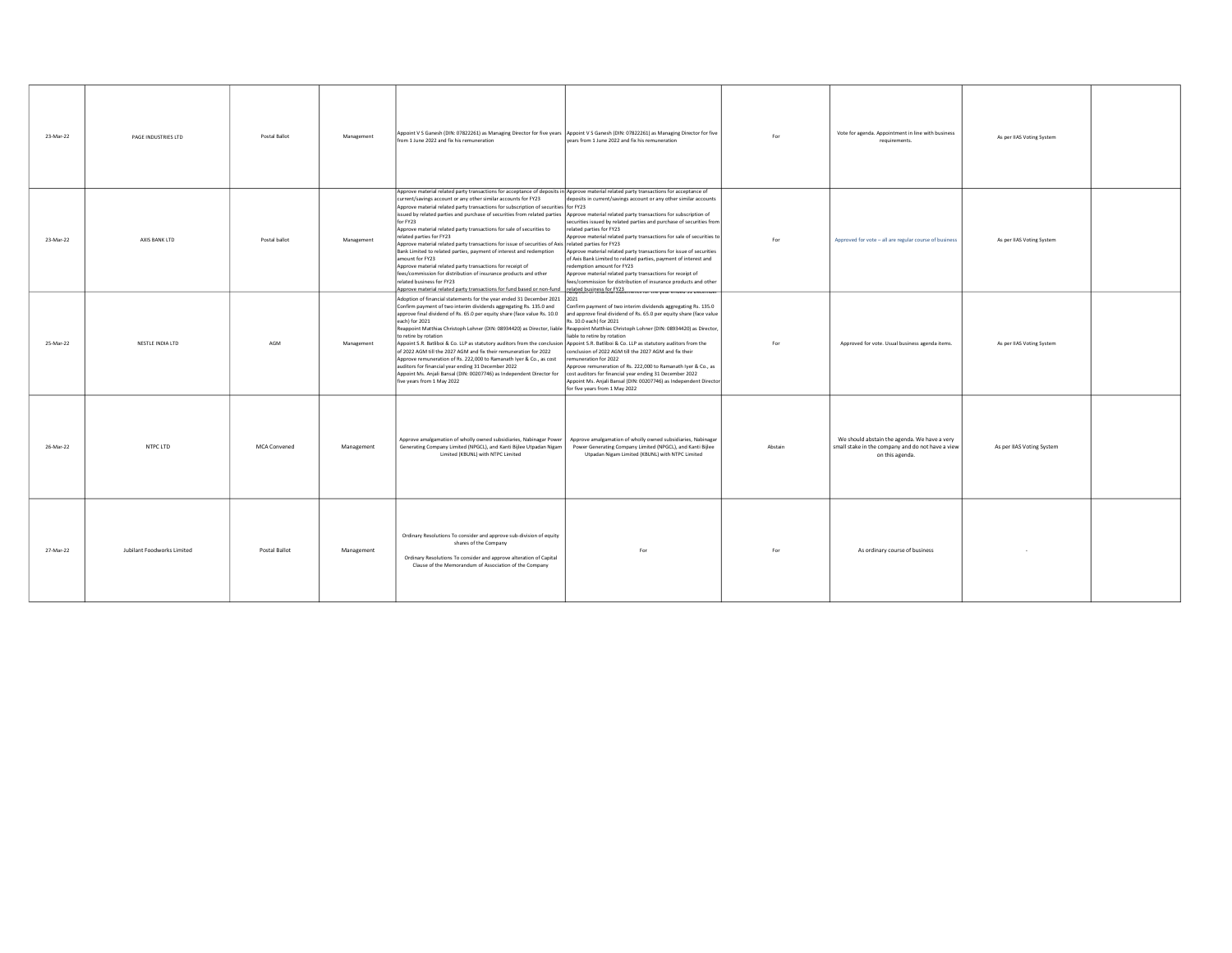| | | | | | | | | | |
|---|---|---|---|---|---|---|---|---|---|
| 23-Mar-22 | PAGE INDUSTRIES LTD | Postal Ballot | Management | Appoint V S Ganesh (DIN: 07822261) as Managing Director for five years from 1 June 2022 and fix his remuneration | Appoint V S Ganesh (DIN: 07822261) as Managing Director for five years from 1 June 2022 and fix his remuneration | For | Vote for agenda. Appointment in line with business requirements. | As per IIAS Voting System | |
| 23-Mar-22 | AXIS BANK LTD | Postal ballot | Management | Approve material related party transactions for acceptance of deposits in current/savings account or any other similar accounts for FY23<br>Approve material related party transactions for subscription of securities issued by related parties and purchase of securities from related parties for FY23<br>Approve material related party transactions for sale of securities to related parties for FY23<br>Approve material related party transactions for issue of securities of Axis Bank Limited to related parties, payment of interest and redemption amount for FY23<br>Approve material related party transactions for receipt of fees/commission for distribution of insurance products and other related business for FY23<br>Approve material related party transactions for fund based or non-fund | Approve material related party transactions for acceptance of deposits in current/savings account or any other similar accounts for FY23<br>Approve material related party transactions for subscription of securities issued by related parties and purchase of securities from related parties for FY23<br>Approve material related party transactions for sale of securities to related parties for FY23<br>Approve material related party transactions for issue of securities of Axis Bank Limited to related parties, payment of interest and redemption amount for FY23<br>Approve material related party transactions for receipt of fees/commission for distribution of insurance products and other related business for FY23 | For | Approved for vote – all are regular course of business | As per IIAS Voting System | |
| 25-Mar-22 | NESTLE INDIA LTD | AGM | Management | Adoption of financial statements for the year ended 31 December 2021<br>Confirm payment of two interim dividends aggregating Rs. 135.0 and approve final dividend of Rs. 65.0 per equity share (face value Rs. 10.0 each) for 2021<br>Reappoint Matthias Christoph Lohner (DIN: 08934420) as Director, liable to retire by rotation<br>Appoint S.R. Batliboi & Co. LLP as statutory auditors from the conclusion of 2022 AGM till the 2027 AGM and fix their remuneration for 2022<br>Approve remuneration of Rs. 222,000 to Ramanath Iyer & Co., as cost auditors for financial year ending 31 December 2022<br>Appoint Ms. Anjali Bansal (DIN: 00207746) as Independent Director for five years from 1 May 2022 | Adoption of financial statements for the year ended 31 December 2021<br>Confirm payment of two interim dividends aggregating Rs. 135.0 and approve final dividend of Rs. 65.0 per equity share (face value Rs. 10.0 each) for 2021<br>Reappoint Matthias Christoph Lohner (DIN: 08934420) as Director, liable to retire by rotation<br>Appoint S.R. Batliboi & Co. LLP as statutory auditors from the conclusion of 2022 AGM till the 2027 AGM and fix their remuneration for 2022<br>Approve remuneration of Rs. 222,000 to Ramanath Iyer & Co., as cost auditors for financial year ending 31 December 2022<br>Appoint Ms. Anjali Bansal (DIN: 00207746) as Independent Director for five years from 1 May 2022 | For | Approved for vote. Usual business agenda items. | As per IIAS Voting System | |
| 26-Mar-22 | NTPC LTD | MCA Convened | Management | Approve amalgamation of wholly owned subsidiaries, Nabinagar Power Generating Company Limited (NPGCL), and Kanti Bijlee Utpadan Nigam Limited (KBUNL) with NTPC Limited | Approve amalgamation of wholly owned subsidiaries, Nabinagar Power Generating Company Limited (NPGCL), and Kanti Bijlee Utpadan Nigam Limited (KBUNL) with NTPC Limited | Abstain | We should abstain the agenda. We have a very small stake in the company and do not have a view on this agenda. | As per IIAS Voting System | |
| 27-Mar-22 | Jubilant Foodworks Limited | Postal Ballot | Management | Ordinary Resolutions To consider and approve sub-division of equity shares of the Company<br>Ordinary Resolutions To consider and approve alteration of Capital Clause of the Memorandum of Association of the Company | For | For | As ordinary course of business | - | |